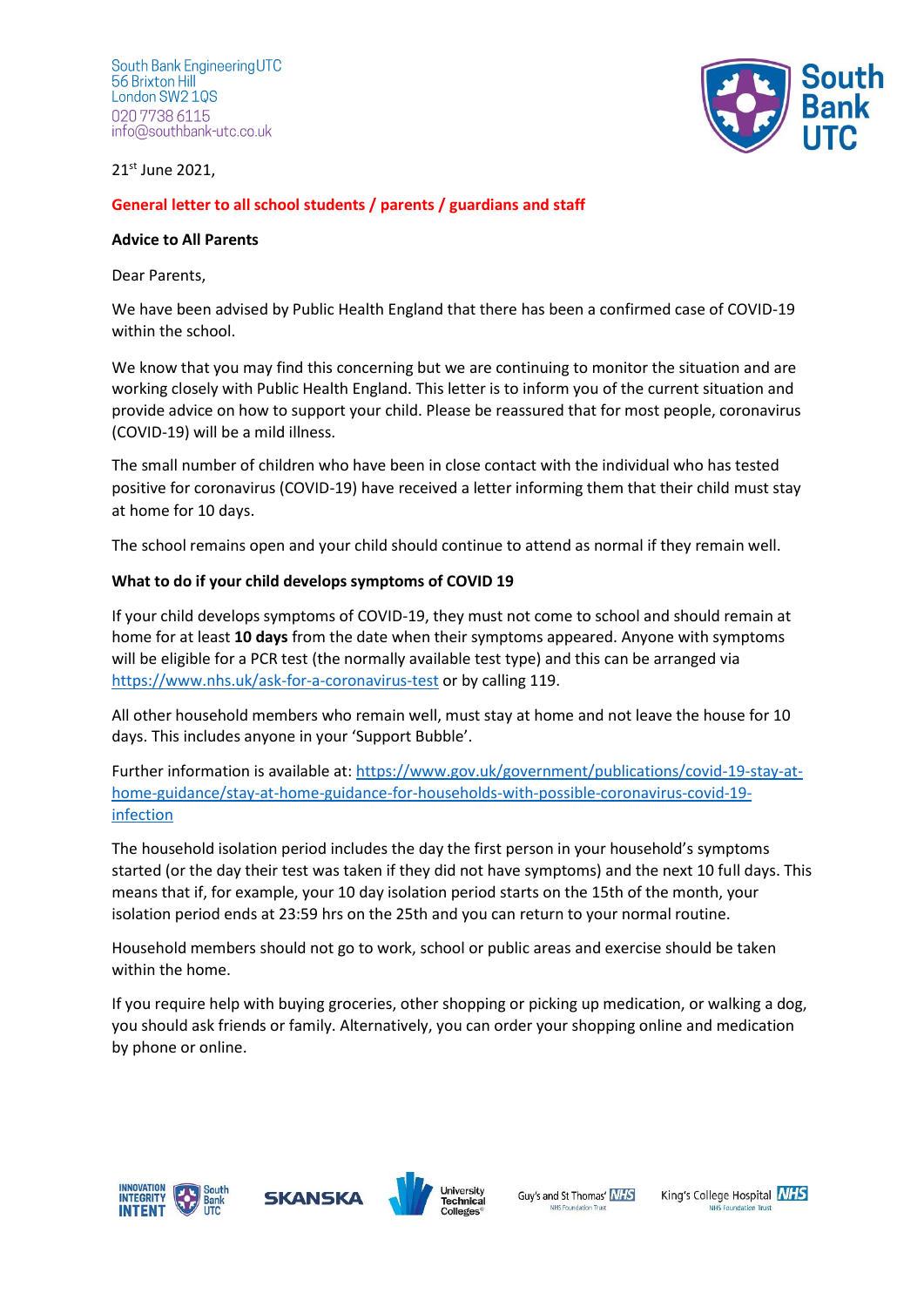South Bank Engineering UTC
56 Brixton Hill
London SW2 1QS
020 7738 6115
info@southbank-utc.co.uk

21st June 2021,

**General letter to all school students / parents / guardians and staff**

**Advice to All Parents**

Dear Parents,

We have been advised by Public Health England that there has been a confirmed case of COVID-19 within the school.

We know that you may find this concerning but we are continuing to monitor the situation and are working closely with Public Health England. This letter is to inform you of the current situation and provide advice on how to support your child. Please be reassured that for most people, coronavirus (COVID-19) will be a mild illness.

The small number of children who have been in close contact with the individual who has tested positive for coronavirus (COVID-19) have received a letter informing them that their child must stay at home for 10 days.

The school remains open and your child should continue to attend as normal if they remain well.

**What to do if your child develops symptoms of COVID 19**

If your child develops symptoms of COVID-19, they must not come to school and should remain at home for at least **10 days** from the date when their symptoms appeared. Anyone with symptoms will be eligible for a PCR test (the normally available test type) and this can be arranged via https://www.nhs.uk/ask-for-a-coronavirus-test or by calling 119.

All other household members who remain well, must stay at home and not leave the house for 10 days. This includes anyone in your 'Support Bubble'.

Further information is available at: https://www.gov.uk/government/publications/covid-19-stay-at-home-guidance/stay-at-home-guidance-for-households-with-possible-coronavirus-covid-19-infection

The household isolation period includes the day the first person in your household's symptoms started (or the day their test was taken if they did not have symptoms) and the next 10 full days. This means that if, for example, your 10 day isolation period starts on the 15th of the month, your isolation period ends at 23:59 hrs on the 25th and you can return to your normal routine.

Household members should not go to work, school or public areas and exercise should be taken within the home.

If you require help with buying groceries, other shopping or picking up medication, or walking a dog, you should ask friends or family. Alternatively, you can order your shopping online and medication by phone or online.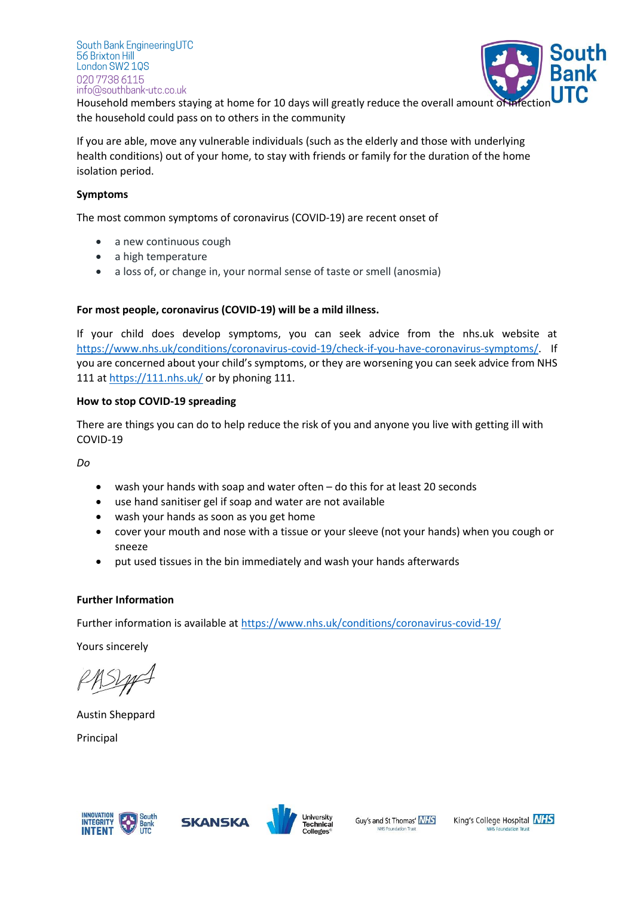Household members staying at home for 10 days will greatly reduce the overall amount of infection the household could pass on to others in the community

If you are able, move any vulnerable individuals (such as the elderly and those with underlying health conditions) out of your home, to stay with friends or family for the duration of the home isolation period.

**Symptoms**

The most common symptoms of coronavirus (COVID-19) are recent onset of

- a new continuous cough
- a high temperature
- a loss of, or change in, your normal sense of taste or smell (anosmia)

**For most people, coronavirus (COVID-19) will be a mild illness.**

If your child does develop symptoms, you can seek advice from the nhs.uk website at https://www.nhs.uk/conditions/coronavirus-covid-19/check-if-you-have-coronavirus-symptoms/. If you are concerned about your child's symptoms, or they are worsening you can seek advice from NHS 111 at https://111.nhs.uk/ or by phoning 111.

**How to stop COVID-19 spreading**

There are things you can do to help reduce the risk of you and anyone you live with getting ill with COVID-19

*Do*

- wash your hands with soap and water often – do this for at least 20 seconds
- use hand sanitiser gel if soap and water are not available
- wash your hands as soon as you get home
- cover your mouth and nose with a tissue or your sleeve (not your hands) when you cough or sneeze
- put used tissues in the bin immediately and wash your hands afterwards

**Further Information**

Further information is available at https://www.nhs.uk/conditions/coronavirus-covid-19/

Yours sincerely

Austin Sheppard

Principal